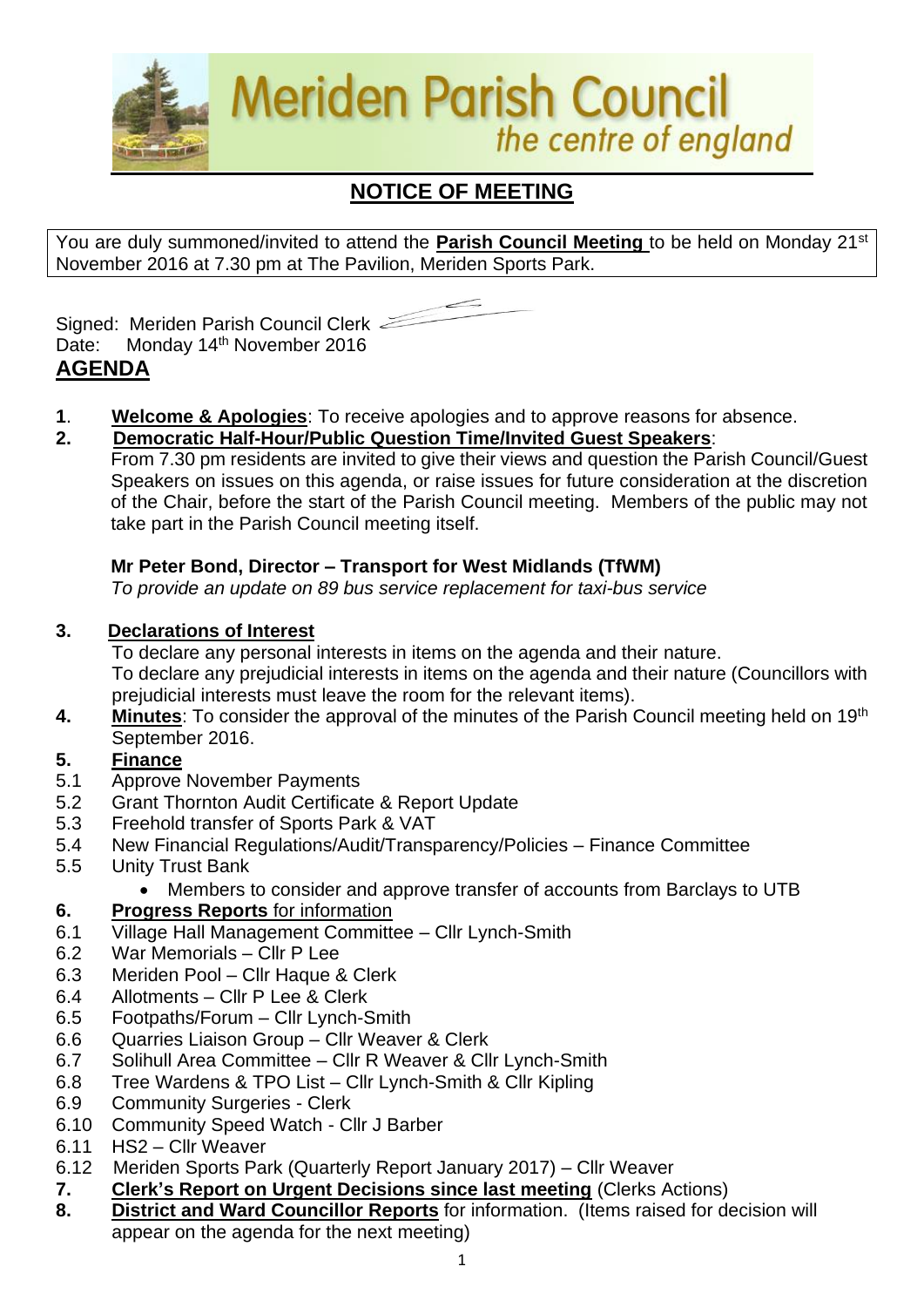# Meriden Parish Council

*the centre of england*

## NOTICE OF MEETING

You are duly summoned/invited to attend the **Parish Council Meeting** to be held on Monday 21st November 2016 at 7.30 pm at The Pavilion, Meriden Sports Park.

Signed: Meriden Parish Council Clerk

Date: Monday 14th November 2016

## AGENDA

**1**. **Welcome & Apologies**: To receive apologies and to approve reasons for absence.

**2. Democratic Half-Hour/Public Question Time/Invited Guest Speakers**:

From 7.30 pm residents are invited to give their views and question the Parish Council/Guest Speakers on issues on this agenda, or raise issues for future consideration at the discretion of the Chair, before the start of the Parish Council meeting. Members of the public may not take part in the Parish Council meeting itself.

**Mr Peter Bond, Director – Transport for West Midlands (TfWM)**

*To provide an update on 89 bus service replacement for taxi-bus service*

**3. Declarations of Interest**

To declare any personal interests in items on the agenda and their nature.

To declare any prejudicial interests in items on the agenda and their nature (Councillors with prejudicial interests must leave the room for the relevant items).

**4. Minutes**: To consider the approval of the minutes of the Parish Council meeting held on 19th September 2016.

**5. Finance**

5.1 Approve November Payments

5.2 Grant Thornton Audit Certificate & Report Update

5.3 Freehold transfer of Sports Park & VAT

5.4 New Financial Regulations/Audit/Transparency/Policies – Finance Committee

5.5 Unity Trust Bank

- Members to consider and approve transfer of accounts from Barclays to UTB

**6. Progress Reports** for information

6.1 Village Hall Management Committee – Cllr Lynch-Smith

6.2 War Memorials – Cllr P Lee

6.3 Meriden Pool – Cllr Haque & Clerk

6.4 Allotments – Cllr P Lee & Clerk

6.5 Footpaths/Forum – Cllr Lynch-Smith

6.6 Quarries Liaison Group – Cllr Weaver & Clerk

6.7 Solihull Area Committee – Cllr R Weaver & Cllr Lynch-Smith

6.8 Tree Wardens & TPO List – Cllr Lynch-Smith & Cllr Kipling

6.9 Community Surgeries - Clerk

6.10 Community Speed Watch - Cllr J Barber

6.11 HS2 – Cllr Weaver

6.12 Meriden Sports Park (Quarterly Report January 2017) – Cllr Weaver

**7. Clerk's Report on Urgent Decisions since last meeting** (Clerks Actions)

**8. District and Ward Councillor Reports** for information. (Items raised for decision will appear on the agenda for the next meeting)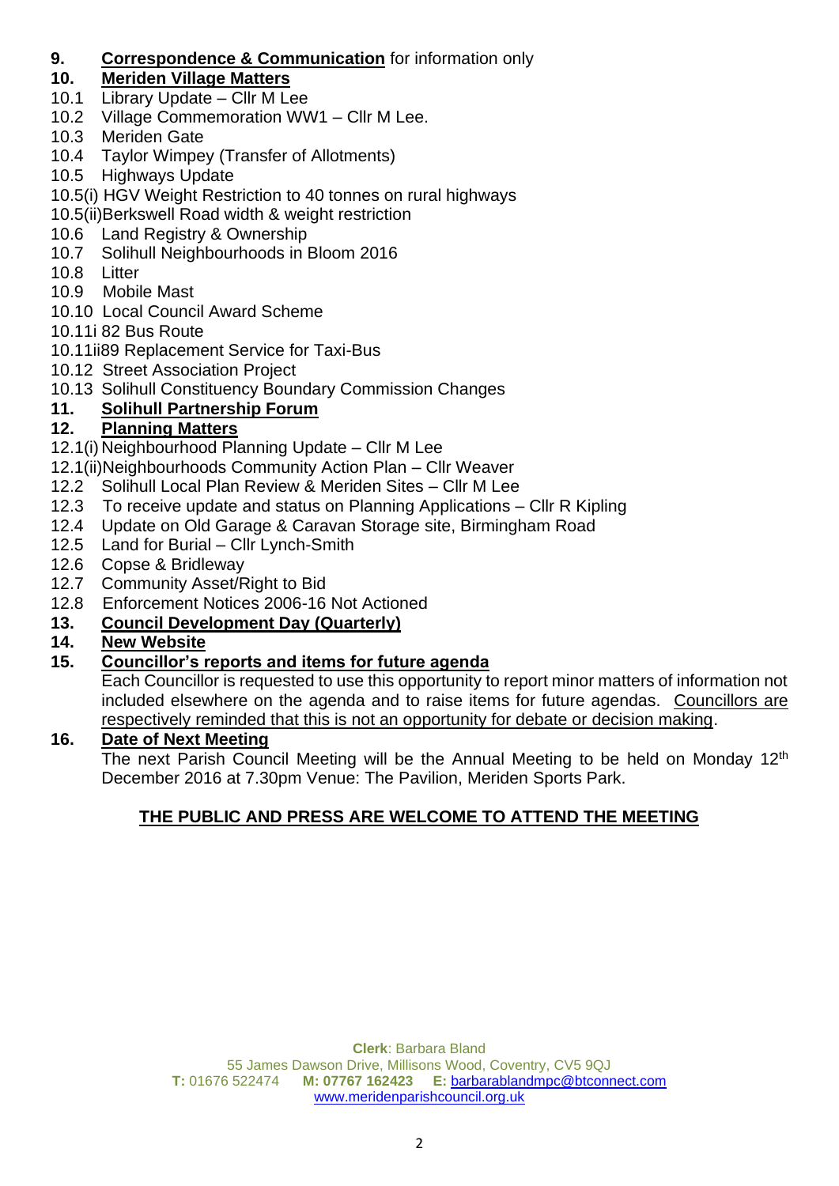**9. Correspondence & Communication** for information only

**10. Meriden Village Matters**

10.1 Library Update – Cllr M Lee
10.2 Village Commemoration WW1 – Cllr M Lee.
10.3 Meriden Gate
10.4 Taylor Wimpey (Transfer of Allotments)
10.5 Highways Update
10.5(i) HGV Weight Restriction to 40 tonnes on rural highways
10.5(ii)Berkswell Road width & weight restriction
10.6 Land Registry & Ownership
10.7 Solihull Neighbourhoods in Bloom 2016
10.8 Litter
10.9 Mobile Mast
10.10 Local Council Award Scheme
10.11i 82 Bus Route
10.11ii89 Replacement Service for Taxi-Bus
10.12 Street Association Project
10.13 Solihull Constituency Boundary Commission Changes

**11. Solihull Partnership Forum**

**12. Planning Matters**

12.1(i) Neighbourhood Planning Update – Cllr M Lee
12.1(ii)Neighbourhoods Community Action Plan – Cllr Weaver
12.2 Solihull Local Plan Review & Meriden Sites – Cllr M Lee
12.3 To receive update and status on Planning Applications – Cllr R Kipling
12.4 Update on Old Garage & Caravan Storage site, Birmingham Road
12.5 Land for Burial – Cllr Lynch-Smith
12.6 Copse & Bridleway
12.7 Community Asset/Right to Bid
12.8 Enforcement Notices 2006-16 Not Actioned

**13. Council Development Day (Quarterly)**

**14. New Website**

**15. Councillor's reports and items for future agenda**

Each Councillor is requested to use this opportunity to report minor matters of information not included elsewhere on the agenda and to raise items for future agendas. Councillors are respectively reminded that this is not an opportunity for debate or decision making.

**16. Date of Next Meeting**

The next Parish Council Meeting will be the Annual Meeting to be held on Monday 12th December 2016 at 7.30pm Venue: The Pavilion, Meriden Sports Park.

**THE PUBLIC AND PRESS ARE WELCOME TO ATTEND THE MEETING**

**Clerk**: Barbara Bland
55 James Dawson Drive, Millisons Wood, Coventry, CV5 9QJ
**T:** 01676 522474 **M: 07767 162423** **E:** barbarablandmpc@btconnect.com
www.meridenparishcouncil.org.uk